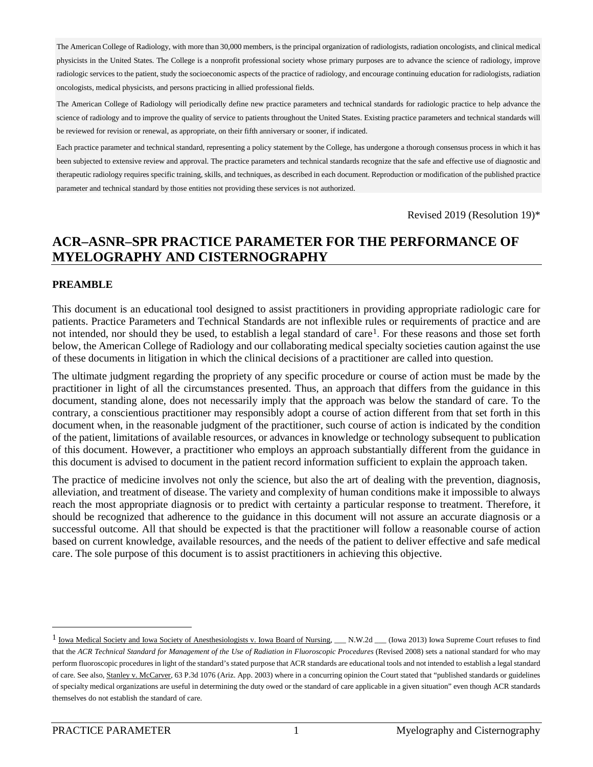The American College of Radiology, with more than 30,000 members, is the principal organization of radiologists, radiation oncologists, and clinical medical physicists in the United States. The College is a nonprofit professional society whose primary purposes are to advance the science of radiology, improve radiologic services to the patient, study the socioeconomic aspects of the practice of radiology, and encourage continuing education for radiologists, radiation oncologists, medical physicists, and persons practicing in allied professional fields.

The American College of Radiology will periodically define new practice parameters and technical standards for radiologic practice to help advance the science of radiology and to improve the quality of service to patients throughout the United States. Existing practice parameters and technical standards will be reviewed for revision or renewal, as appropriate, on their fifth anniversary or sooner, if indicated.

Each practice parameter and technical standard, representing a policy statement by the College, has undergone a thorough consensus process in which it has been subjected to extensive review and approval. The practice parameters and technical standards recognize that the safe and effective use of diagnostic and therapeutic radiology requires specific training, skills, and techniques, as described in each document. Reproduction or modification of the published practice parameter and technical standard by those entities not providing these services is not authorized.

Revised 2019 (Resolution 19)*

# ACR–ASNR–SPR PRACTICE PARAMETER FOR THE PERFORMANCE OF MYELOGRAPHY AND CISTERNOGRAPHY

## PREAMBLE

This document is an educational tool designed to assist practitioners in providing appropriate radiologic care for patients. Practice Parameters and Technical Standards are not inflexible rules or requirements of practice and are not intended, nor should they be used, to establish a legal standard of care[1]. For these reasons and those set forth below, the American College of Radiology and our collaborating medical specialty societies caution against the use of these documents in litigation in which the clinical decisions of a practitioner are called into question.

The ultimate judgment regarding the propriety of any specific procedure or course of action must be made by the practitioner in light of all the circumstances presented. Thus, an approach that differs from the guidance in this document, standing alone, does not necessarily imply that the approach was below the standard of care. To the contrary, a conscientious practitioner may responsibly adopt a course of action different from that set forth in this document when, in the reasonable judgment of the practitioner, such course of action is indicated by the condition of the patient, limitations of available resources, or advances in knowledge or technology subsequent to publication of this document. However, a practitioner who employs an approach substantially different from the guidance in this document is advised to document in the patient record information sufficient to explain the approach taken.

The practice of medicine involves not only the science, but also the art of dealing with the prevention, diagnosis, alleviation, and treatment of disease. The variety and complexity of human conditions make it impossible to always reach the most appropriate diagnosis or to predict with certainty a particular response to treatment. Therefore, it should be recognized that adherence to the guidance in this document will not assure an accurate diagnosis or a successful outcome. All that should be expected is that the practitioner will follow a reasonable course of action based on current knowledge, available resources, and the needs of the patient to deliver effective and safe medical care. The sole purpose of this document is to assist practitioners in achieving this objective.

---

[1] Iowa Medical Society and Iowa Society of Anesthesiologists v. Iowa Board of Nursing, ___ N.W.2d ___ (Iowa 2013) Iowa Supreme Court refuses to find that the *ACR Technical Standard for Management of the Use of Radiation in Fluoroscopic Procedures* (Revised 2008) sets a national standard for who may perform fluoroscopic procedures in light of the standard's stated purpose that ACR standards are educational tools and not intended to establish a legal standard of care. See also, Stanley v. McCarver, 63 P.3d 1076 (Ariz. App. 2003) where in a concurring opinion the Court stated that "published standards or guidelines of specialty medical organizations are useful in determining the duty owed or the standard of care applicable in a given situation" even though ACR standards themselves do not establish the standard of care.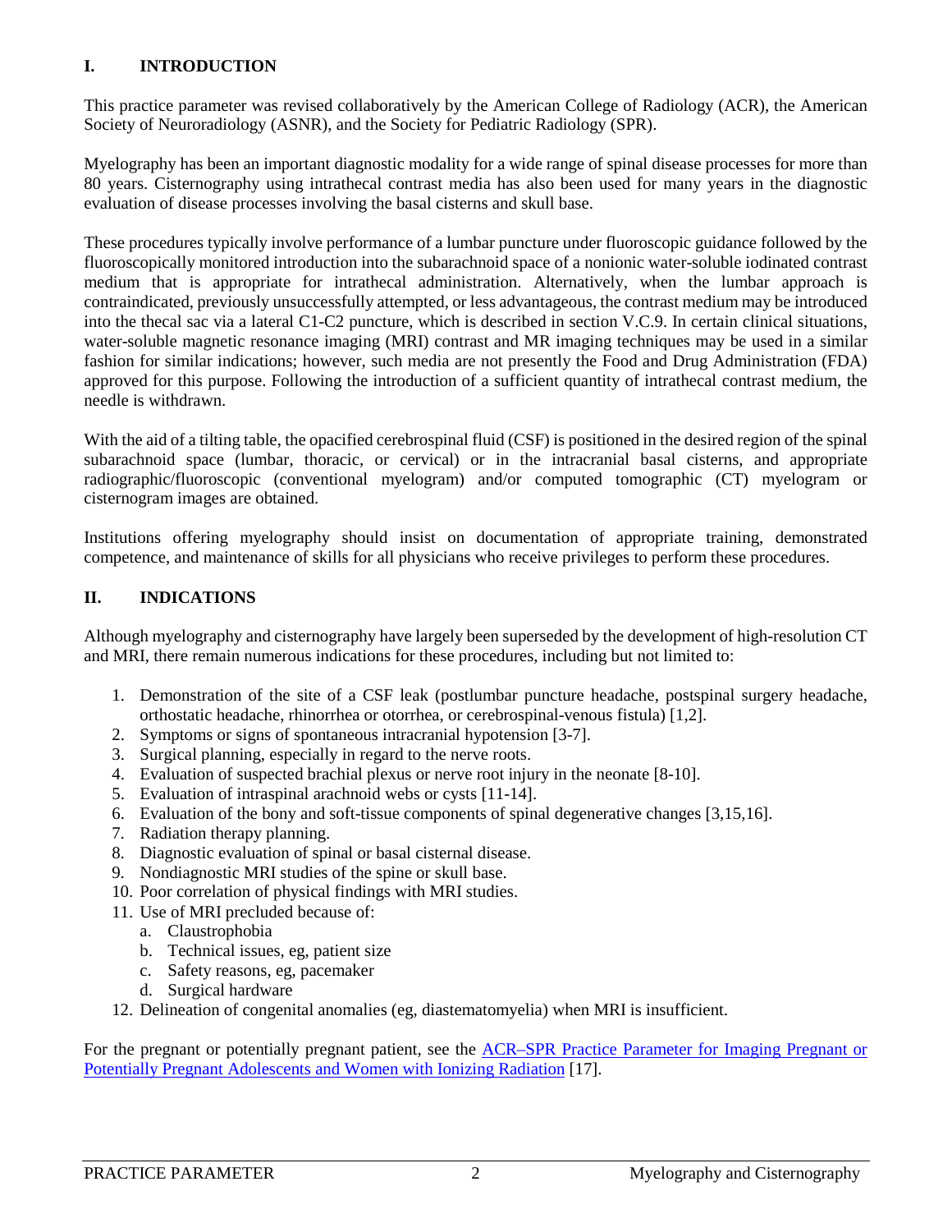## I. INTRODUCTION

This practice parameter was revised collaboratively by the American College of Radiology (ACR), the American Society of Neuroradiology (ASNR), and the Society for Pediatric Radiology (SPR).

Myelography has been an important diagnostic modality for a wide range of spinal disease processes for more than 80 years. Cisternography using intrathecal contrast media has also been used for many years in the diagnostic evaluation of disease processes involving the basal cisterns and skull base.

These procedures typically involve performance of a lumbar puncture under fluoroscopic guidance followed by the fluoroscopically monitored introduction into the subarachnoid space of a nonionic water-soluble iodinated contrast medium that is appropriate for intrathecal administration. Alternatively, when the lumbar approach is contraindicated, previously unsuccessfully attempted, or less advantageous, the contrast medium may be introduced into the thecal sac via a lateral C1-C2 puncture, which is described in section V.C.9. In certain clinical situations, water-soluble magnetic resonance imaging (MRI) contrast and MR imaging techniques may be used in a similar fashion for similar indications; however, such media are not presently the Food and Drug Administration (FDA) approved for this purpose. Following the introduction of a sufficient quantity of intrathecal contrast medium, the needle is withdrawn.

With the aid of a tilting table, the opacified cerebrospinal fluid (CSF) is positioned in the desired region of the spinal subarachnoid space (lumbar, thoracic, or cervical) or in the intracranial basal cisterns, and appropriate radiographic/fluoroscopic (conventional myelogram) and/or computed tomographic (CT) myelogram or cisternogram images are obtained.

Institutions offering myelography should insist on documentation of appropriate training, demonstrated competence, and maintenance of skills for all physicians who receive privileges to perform these procedures.

## II. INDICATIONS

Although myelography and cisternography have largely been superseded by the development of high-resolution CT and MRI, there remain numerous indications for these procedures, including but not limited to:

1. Demonstration of the site of a CSF leak (postlumbar puncture headache, postspinal surgery headache, orthostatic headache, rhinorrhea or otorrhea, or cerebrospinal-venous fistula) [1,2].
2. Symptoms or signs of spontaneous intracranial hypotension [3-7].
3. Surgical planning, especially in regard to the nerve roots.
4. Evaluation of suspected brachial plexus or nerve root injury in the neonate [8-10].
5. Evaluation of intraspinal arachnoid webs or cysts [11-14].
6. Evaluation of the bony and soft-tissue components of spinal degenerative changes [3,15,16].
7. Radiation therapy planning.
8. Diagnostic evaluation of spinal or basal cisternal disease.
9. Nondiagnostic MRI studies of the spine or skull base.
10. Poor correlation of physical findings with MRI studies.
11. Use of MRI precluded because of:
    a. Claustrophobia
    b. Technical issues, eg, patient size
    c. Safety reasons, eg, pacemaker
    d. Surgical hardware
12. Delineation of congenital anomalies (eg, diastematomyelia) when MRI is insufficient.

For the pregnant or potentially pregnant patient, see the ACR–SPR Practice Parameter for Imaging Pregnant or Potentially Pregnant Adolescents and Women with Ionizing Radiation [17].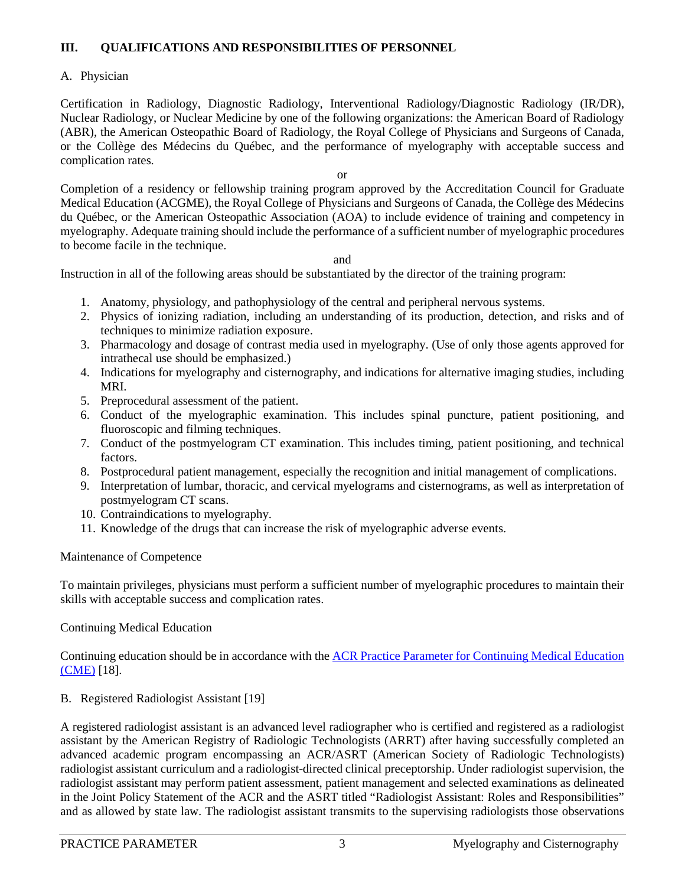## III. QUALIFICATIONS AND RESPONSIBILITIES OF PERSONNEL

### A. Physician

Certification in Radiology, Diagnostic Radiology, Interventional Radiology/Diagnostic Radiology (IR/DR), Nuclear Radiology, or Nuclear Medicine by one of the following organizations: the American Board of Radiology (ABR), the American Osteopathic Board of Radiology, the Royal College of Physicians and Surgeons of Canada, or the Collège des Médecins du Québec, and the performance of myelography with acceptable success and complication rates.

or

Completion of a residency or fellowship training program approved by the Accreditation Council for Graduate Medical Education (ACGME), the Royal College of Physicians and Surgeons of Canada, the Collège des Médecins du Québec, or the American Osteopathic Association (AOA) to include evidence of training and competency in myelography. Adequate training should include the performance of a sufficient number of myelographic procedures to become facile in the technique.

and

Instruction in all of the following areas should be substantiated by the director of the training program:

1. Anatomy, physiology, and pathophysiology of the central and peripheral nervous systems.
2. Physics of ionizing radiation, including an understanding of its production, detection, and risks and of techniques to minimize radiation exposure.
3. Pharmacology and dosage of contrast media used in myelography. (Use of only those agents approved for intrathecal use should be emphasized.)
4. Indications for myelography and cisternography, and indications for alternative imaging studies, including MRI.
5. Preprocedural assessment of the patient.
6. Conduct of the myelographic examination. This includes spinal puncture, patient positioning, and fluoroscopic and filming techniques.
7. Conduct of the postmyelogram CT examination. This includes timing, patient positioning, and technical factors.
8. Postprocedural patient management, especially the recognition and initial management of complications.
9. Interpretation of lumbar, thoracic, and cervical myelograms and cisternograms, as well as interpretation of postmyelogram CT scans.
10. Contraindications to myelography.
11. Knowledge of the drugs that can increase the risk of myelographic adverse events.

Maintenance of Competence

To maintain privileges, physicians must perform a sufficient number of myelographic procedures to maintain their skills with acceptable success and complication rates.

Continuing Medical Education

Continuing education should be in accordance with the ACR Practice Parameter for Continuing Medical Education (CME) [18].

### B. Registered Radiologist Assistant [19]

A registered radiologist assistant is an advanced level radiographer who is certified and registered as a radiologist assistant by the American Registry of Radiologic Technologists (ARRT) after having successfully completed an advanced academic program encompassing an ACR/ASRT (American Society of Radiologic Technologists) radiologist assistant curriculum and a radiologist-directed clinical preceptorship. Under radiologist supervision, the radiologist assistant may perform patient assessment, patient management and selected examinations as delineated in the Joint Policy Statement of the ACR and the ASRT titled "Radiologist Assistant: Roles and Responsibilities" and as allowed by state law. The radiologist assistant transmits to the supervising radiologists those observations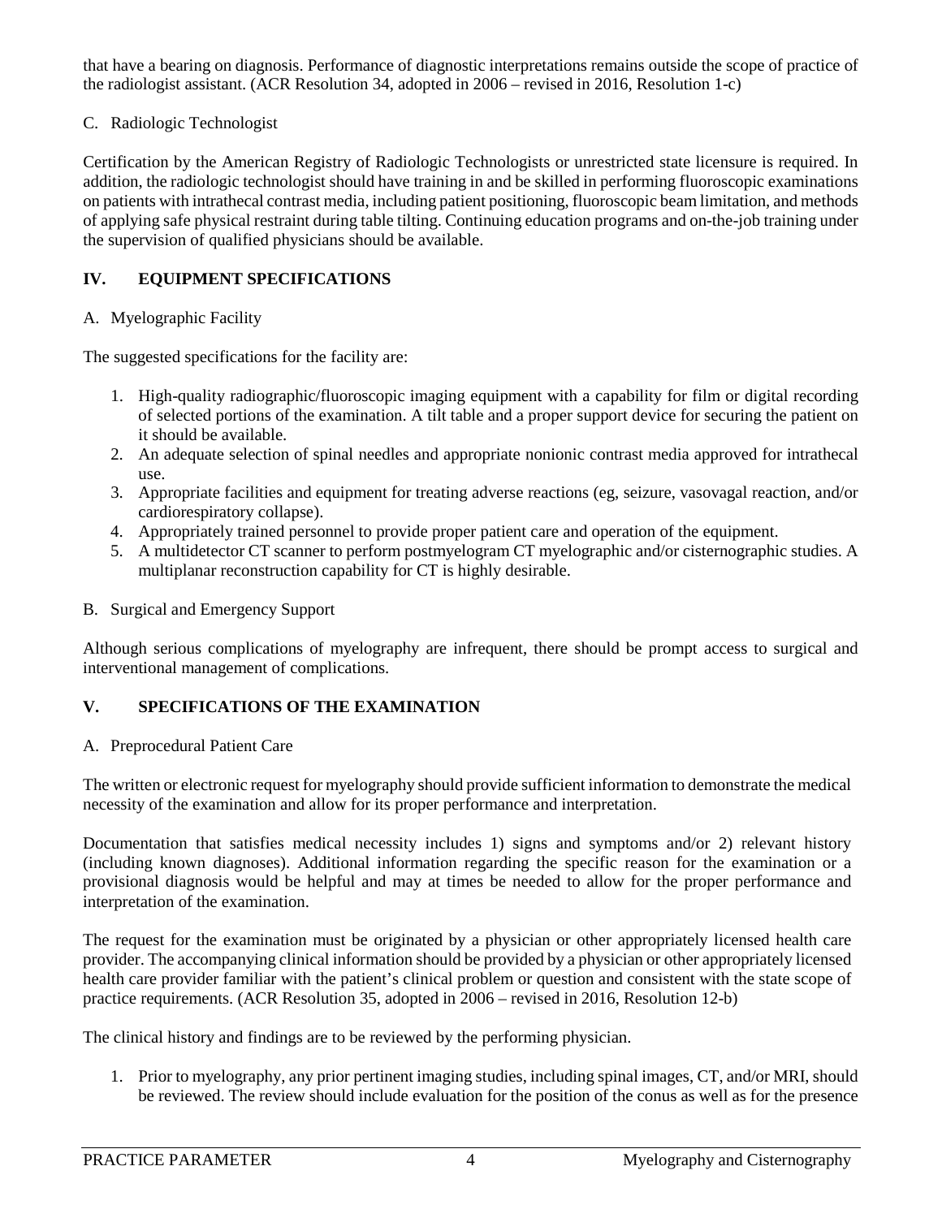that have a bearing on diagnosis. Performance of diagnostic interpretations remains outside the scope of practice of the radiologist assistant. (ACR Resolution 34, adopted in 2006 – revised in 2016, Resolution 1-c)

C. Radiologic Technologist

Certification by the American Registry of Radiologic Technologists or unrestricted state licensure is required. In addition, the radiologic technologist should have training in and be skilled in performing fluoroscopic examinations on patients with intrathecal contrast media, including patient positioning, fluoroscopic beam limitation, and methods of applying safe physical restraint during table tilting. Continuing education programs and on-the-job training under the supervision of qualified physicians should be available.

## IV. EQUIPMENT SPECIFICATIONS

A. Myelographic Facility

The suggested specifications for the facility are:

1. High-quality radiographic/fluoroscopic imaging equipment with a capability for film or digital recording of selected portions of the examination. A tilt table and a proper support device for securing the patient on it should be available.
2. An adequate selection of spinal needles and appropriate nonionic contrast media approved for intrathecal use.
3. Appropriate facilities and equipment for treating adverse reactions (eg, seizure, vasovagal reaction, and/or cardiorespiratory collapse).
4. Appropriately trained personnel to provide proper patient care and operation of the equipment.
5. A multidetector CT scanner to perform postmyelogram CT myelographic and/or cisternographic studies. A multiplanar reconstruction capability for CT is highly desirable.

B. Surgical and Emergency Support

Although serious complications of myelography are infrequent, there should be prompt access to surgical and interventional management of complications.

## V. SPECIFICATIONS OF THE EXAMINATION

A. Preprocedural Patient Care

The written or electronic request for myelography should provide sufficient information to demonstrate the medical necessity of the examination and allow for its proper performance and interpretation.

Documentation that satisfies medical necessity includes 1) signs and symptoms and/or 2) relevant history (including known diagnoses). Additional information regarding the specific reason for the examination or a provisional diagnosis would be helpful and may at times be needed to allow for the proper performance and interpretation of the examination.

The request for the examination must be originated by a physician or other appropriately licensed health care provider. The accompanying clinical information should be provided by a physician or other appropriately licensed health care provider familiar with the patient's clinical problem or question and consistent with the state scope of practice requirements. (ACR Resolution 35, adopted in 2006 – revised in 2016, Resolution 12-b)

The clinical history and findings are to be reviewed by the performing physician.

1. Prior to myelography, any prior pertinent imaging studies, including spinal images, CT, and/or MRI, should be reviewed. The review should include evaluation for the position of the conus as well as for the presence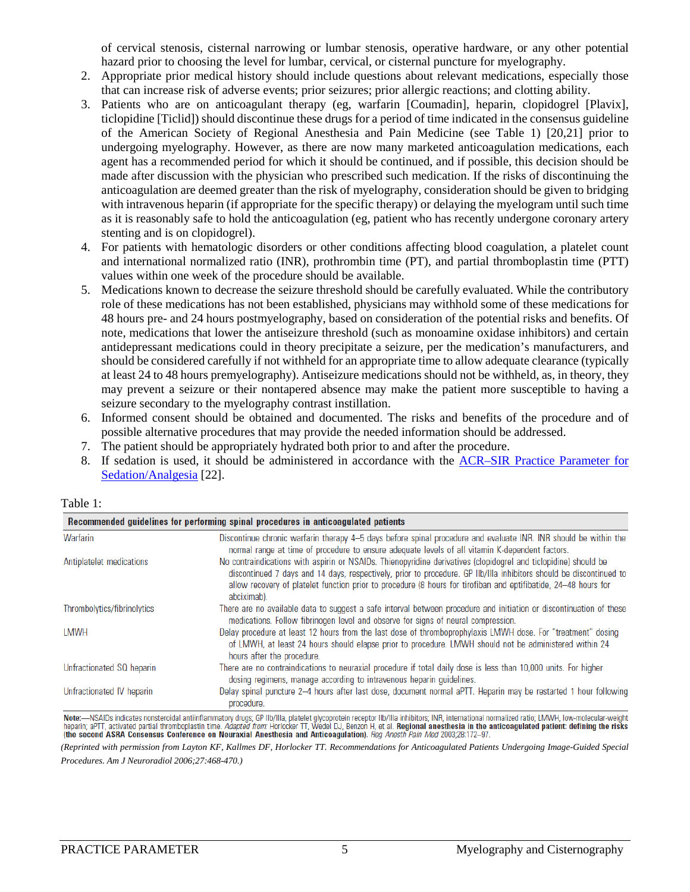of cervical stenosis, cisternal narrowing or lumbar stenosis, operative hardware, or any other potential hazard prior to choosing the level for lumbar, cervical, or cisternal puncture for myelography.

2. Appropriate prior medical history should include questions about relevant medications, especially those that can increase risk of adverse events; prior seizures; prior allergic reactions; and clotting ability.
3. Patients who are on anticoagulant therapy (eg, warfarin [Coumadin], heparin, clopidogrel [Plavix], ticlopidine [Ticlid]) should discontinue these drugs for a period of time indicated in the consensus guideline of the American Society of Regional Anesthesia and Pain Medicine (see Table 1) [20,21] prior to undergoing myelography. However, as there are now many marketed anticoagulation medications, each agent has a recommended period for which it should be continued, and if possible, this decision should be made after discussion with the physician who prescribed such medication. If the risks of discontinuing the anticoagulation are deemed greater than the risk of myelography, consideration should be given to bridging with intravenous heparin (if appropriate for the specific therapy) or delaying the myelogram until such time as it is reasonably safe to hold the anticoagulation (eg, patient who has recently undergone coronary artery stenting and is on clopidogrel).
4. For patients with hematologic disorders or other conditions affecting blood coagulation, a platelet count and international normalized ratio (INR), prothrombin time (PT), and partial thromboplastin time (PTT) values within one week of the procedure should be available.
5. Medications known to decrease the seizure threshold should be carefully evaluated. While the contributory role of these medications has not been established, physicians may withhold some of these medications for 48 hours pre- and 24 hours postmyelography, based on consideration of the potential risks and benefits. Of note, medications that lower the antiseizure threshold (such as monoamine oxidase inhibitors) and certain antidepressant medications could in theory precipitate a seizure, per the medication's manufacturers, and should be considered carefully if not withheld for an appropriate time to allow adequate clearance (typically at least 24 to 48 hours premyelography). Antiseizure medications should not be withheld, as, in theory, they may prevent a seizure or their nontapered absence may make the patient more susceptible to having a seizure secondary to the myelography contrast instillation.
6. Informed consent should be obtained and documented. The risks and benefits of the procedure and of possible alternative procedures that may provide the needed information should be addressed.
7. The patient should be appropriately hydrated both prior to and after the procedure.
8. If sedation is used, it should be administered in accordance with the ACR–SIR Practice Parameter for Sedation/Analgesia [22].

Table 1:

| **Recommended guidelines for performing spinal procedures in anticoagulated patients** | |
|---|---|
| Warfarin | Discontinue chronic warfarin therapy 4–5 days before spinal procedure and evaluate INR. INR should be within the normal range at time of procedure to ensure adequate levels of all vitamin K-dependent factors. |
| Antiplatelet medications | No contraindications with aspirin or NSAIDs. Thienopyridine derivatives (clopidogrel and ticlopidine) should be discontinued 7 days and 14 days, respectively, prior to procedure. GP IIb/IIIa inhibitors should be discontinued to allow recovery of platelet function prior to procedure (8 hours for tirofiban and eptifibatide, 24–48 hours for abciximab). |
| Thrombolytics/fibrinolytics | There are no available data to suggest a safe interval between procedure and initiation or discontinuation of these medications. Follow fibrinogen level and observe for signs of neural compression. |
| LMWH | Delay procedure at least 12 hours from the last dose of thromboprophylaxis LMWH dose. For "treatment" dosing of LMWH, at least 24 hours should elapse prior to procedure. LMWH should not be administered within 24 hours after the procedure. |
| Unfractionated SQ heparin | There are no contraindications to neuraxial procedure if total daily dose is less than 10,000 units. For higher dosing regimens, manage according to intravenous heparin guidelines. |
| Unfractionated IV heparin | Delay spinal puncture 2–4 hours after last dose, document normal aPTT. Heparin may be restarted 1 hour following procedure. |

**Note:**—NSAIDs indicates nonsteroidal antiinflammatory drugs; GP IIb/IIIa, platelet glycoprotein receptor IIb/IIIa inhibitors; INR, international normalized ratio; LMWH, low-molecular-weight heparin; aPTT, activated partial thromboplastin time. *Adapted from:* Horlocker TT, Wedel DJ, Benzon H, et al. **Regional anesthesia in the anticoagulated patient: defining the risks (the second ASRA Consensus Conference on Neuraxial Anesthesia and Anticoagulation).** *Reg Anesth Pain Med* 2003;28:172–97.

*(Reprinted with permission from Layton KF, Kallmes DF, Horlocker TT. Recommendations for Anticoagulated Patients Undergoing Image-Guided Special Procedures. Am J Neuroradiol 2006;27:468-470.)*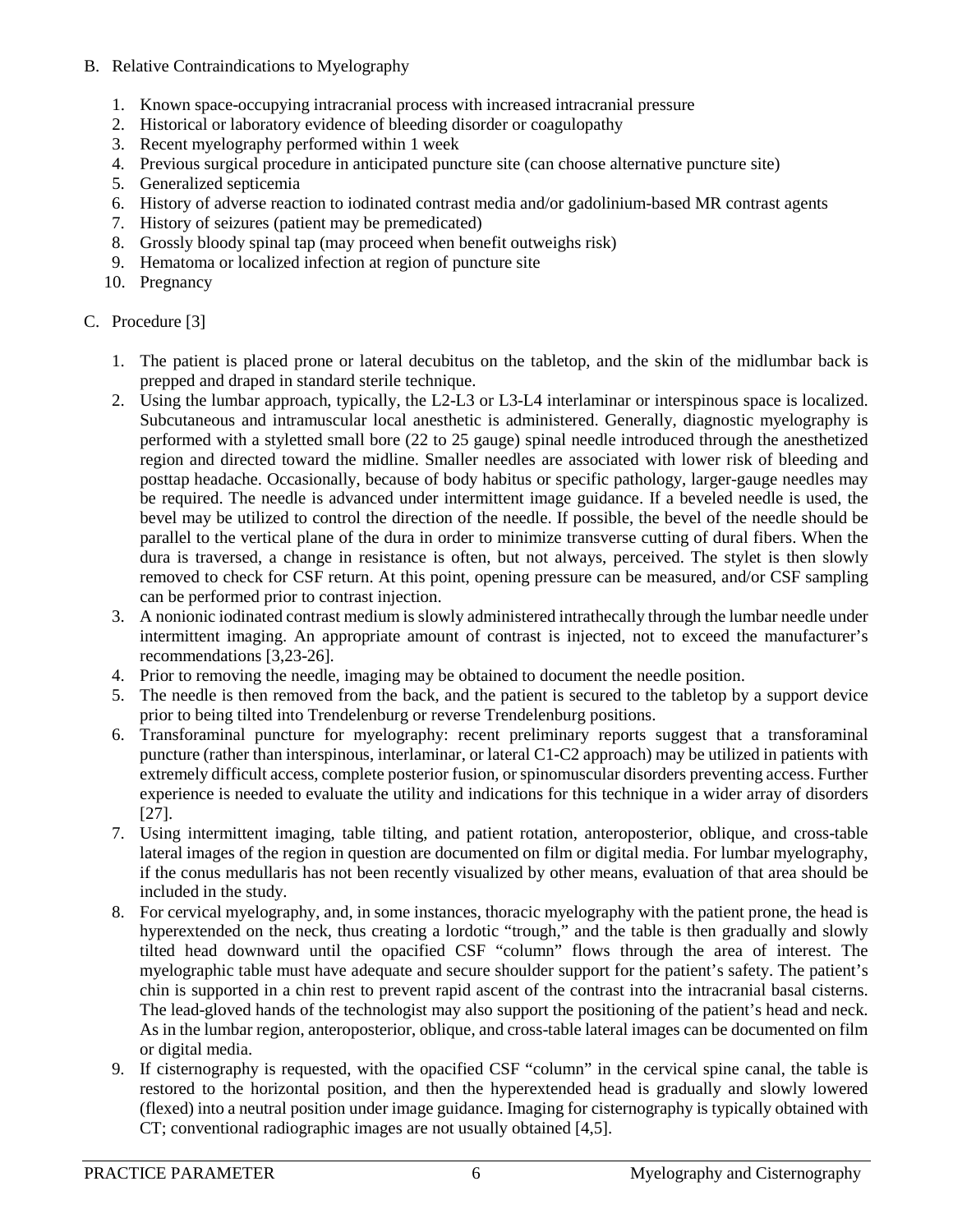B. Relative Contraindications to Myelography

1. Known space-occupying intracranial process with increased intracranial pressure
2. Historical or laboratory evidence of bleeding disorder or coagulopathy
3. Recent myelography performed within 1 week
4. Previous surgical procedure in anticipated puncture site (can choose alternative puncture site)
5. Generalized septicemia
6. History of adverse reaction to iodinated contrast media and/or gadolinium-based MR contrast agents
7. History of seizures (patient may be premedicated)
8. Grossly bloody spinal tap (may proceed when benefit outweighs risk)
9. Hematoma or localized infection at region of puncture site
10. Pregnancy

C. Procedure [3]

1. The patient is placed prone or lateral decubitus on the tabletop, and the skin of the midlumbar back is prepped and draped in standard sterile technique.
2. Using the lumbar approach, typically, the L2-L3 or L3-L4 interlaminar or interspinous space is localized. Subcutaneous and intramuscular local anesthetic is administered. Generally, diagnostic myelography is performed with a styletted small bore (22 to 25 gauge) spinal needle introduced through the anesthetized region and directed toward the midline. Smaller needles are associated with lower risk of bleeding and posttap headache. Occasionally, because of body habitus or specific pathology, larger-gauge needles may be required. The needle is advanced under intermittent image guidance. If a beveled needle is used, the bevel may be utilized to control the direction of the needle. If possible, the bevel of the needle should be parallel to the vertical plane of the dura in order to minimize transverse cutting of dural fibers. When the dura is traversed, a change in resistance is often, but not always, perceived. The stylet is then slowly removed to check for CSF return. At this point, opening pressure can be measured, and/or CSF sampling can be performed prior to contrast injection.
3. A nonionic iodinated contrast medium is slowly administered intrathecally through the lumbar needle under intermittent imaging. An appropriate amount of contrast is injected, not to exceed the manufacturer's recommendations [3,23-26].
4. Prior to removing the needle, imaging may be obtained to document the needle position.
5. The needle is then removed from the back, and the patient is secured to the tabletop by a support device prior to being tilted into Trendelenburg or reverse Trendelenburg positions.
6. Transforaminal puncture for myelography: recent preliminary reports suggest that a transforaminal puncture (rather than interspinous, interlaminar, or lateral C1-C2 approach) may be utilized in patients with extremely difficult access, complete posterior fusion, or spinomuscular disorders preventing access. Further experience is needed to evaluate the utility and indications for this technique in a wider array of disorders [27].
7. Using intermittent imaging, table tilting, and patient rotation, anteroposterior, oblique, and cross-table lateral images of the region in question are documented on film or digital media. For lumbar myelography, if the conus medullaris has not been recently visualized by other means, evaluation of that area should be included in the study.
8. For cervical myelography, and, in some instances, thoracic myelography with the patient prone, the head is hyperextended on the neck, thus creating a lordotic "trough," and the table is then gradually and slowly tilted head downward until the opacified CSF "column" flows through the area of interest. The myelographic table must have adequate and secure shoulder support for the patient's safety. The patient's chin is supported in a chin rest to prevent rapid ascent of the contrast into the intracranial basal cisterns. The lead-gloved hands of the technologist may also support the positioning of the patient's head and neck. As in the lumbar region, anteroposterior, oblique, and cross-table lateral images can be documented on film or digital media.
9. If cisternography is requested, with the opacified CSF "column" in the cervical spine canal, the table is restored to the horizontal position, and then the hyperextended head is gradually and slowly lowered (flexed) into a neutral position under image guidance. Imaging for cisternography is typically obtained with CT; conventional radiographic images are not usually obtained [4,5].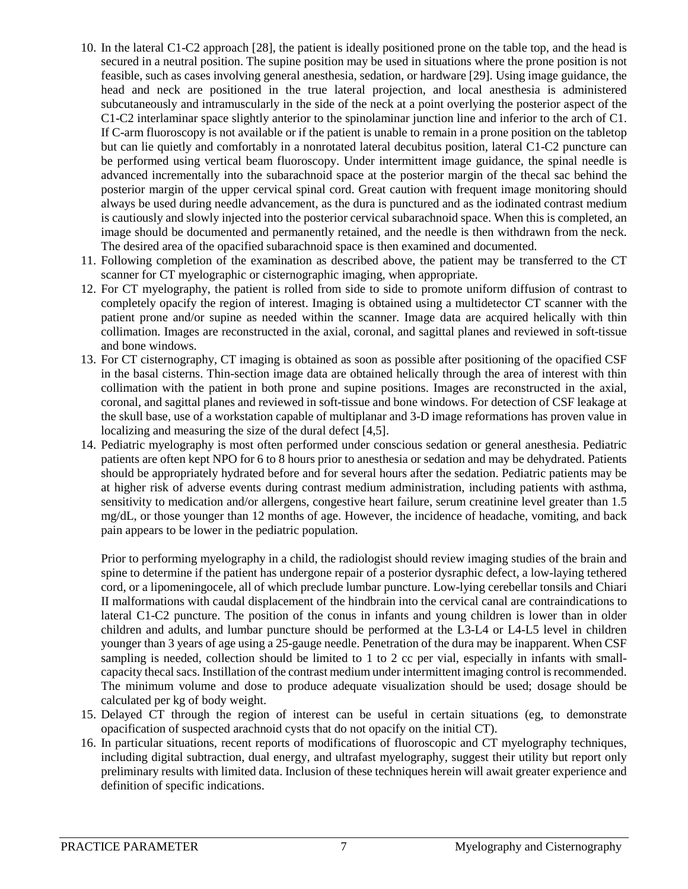10. In the lateral C1-C2 approach [28], the patient is ideally positioned prone on the table top, and the head is secured in a neutral position. The supine position may be used in situations where the prone position is not feasible, such as cases involving general anesthesia, sedation, or hardware [29]. Using image guidance, the head and neck are positioned in the true lateral projection, and local anesthesia is administered subcutaneously and intramuscularly in the side of the neck at a point overlying the posterior aspect of the C1-C2 interlaminar space slightly anterior to the spinolaminar junction line and inferior to the arch of C1. If C-arm fluoroscopy is not available or if the patient is unable to remain in a prone position on the tabletop but can lie quietly and comfortably in a nonrotated lateral decubitus position, lateral C1-C2 puncture can be performed using vertical beam fluoroscopy. Under intermittent image guidance, the spinal needle is advanced incrementally into the subarachnoid space at the posterior margin of the thecal sac behind the posterior margin of the upper cervical spinal cord. Great caution with frequent image monitoring should always be used during needle advancement, as the dura is punctured and as the iodinated contrast medium is cautiously and slowly injected into the posterior cervical subarachnoid space. When this is completed, an image should be documented and permanently retained, and the needle is then withdrawn from the neck. The desired area of the opacified subarachnoid space is then examined and documented.
11. Following completion of the examination as described above, the patient may be transferred to the CT scanner for CT myelographic or cisternographic imaging, when appropriate.
12. For CT myelography, the patient is rolled from side to side to promote uniform diffusion of contrast to completely opacify the region of interest. Imaging is obtained using a multidetector CT scanner with the patient prone and/or supine as needed within the scanner. Image data are acquired helically with thin collimation. Images are reconstructed in the axial, coronal, and sagittal planes and reviewed in soft-tissue and bone windows.
13. For CT cisternography, CT imaging is obtained as soon as possible after positioning of the opacified CSF in the basal cisterns. Thin-section image data are obtained helically through the area of interest with thin collimation with the patient in both prone and supine positions. Images are reconstructed in the axial, coronal, and sagittal planes and reviewed in soft-tissue and bone windows. For detection of CSF leakage at the skull base, use of a workstation capable of multiplanar and 3-D image reformations has proven value in localizing and measuring the size of the dural defect [4,5].
14. Pediatric myelography is most often performed under conscious sedation or general anesthesia. Pediatric patients are often kept NPO for 6 to 8 hours prior to anesthesia or sedation and may be dehydrated. Patients should be appropriately hydrated before and for several hours after the sedation. Pediatric patients may be at higher risk of adverse events during contrast medium administration, including patients with asthma, sensitivity to medication and/or allergens, congestive heart failure, serum creatinine level greater than 1.5 mg/dL, or those younger than 12 months of age. However, the incidence of headache, vomiting, and back pain appears to be lower in the pediatric population.

    Prior to performing myelography in a child, the radiologist should review imaging studies of the brain and spine to determine if the patient has undergone repair of a posterior dysraphic defect, a low-laying tethered cord, or a lipomeningocele, all of which preclude lumbar puncture. Low-lying cerebellar tonsils and Chiari II malformations with caudal displacement of the hindbrain into the cervical canal are contraindications to lateral C1-C2 puncture. The position of the conus in infants and young children is lower than in older children and adults, and lumbar puncture should be performed at the L3-L4 or L4-L5 level in children younger than 3 years of age using a 25-gauge needle. Penetration of the dura may be inapparent. When CSF sampling is needed, collection should be limited to 1 to 2 cc per vial, especially in infants with small-capacity thecal sacs. Instillation of the contrast medium under intermittent imaging control is recommended. The minimum volume and dose to produce adequate visualization should be used; dosage should be calculated per kg of body weight.
15. Delayed CT through the region of interest can be useful in certain situations (eg, to demonstrate opacification of suspected arachnoid cysts that do not opacify on the initial CT).
16. In particular situations, recent reports of modifications of fluoroscopic and CT myelography techniques, including digital subtraction, dual energy, and ultrafast myelography, suggest their utility but report only preliminary results with limited data. Inclusion of these techniques herein will await greater experience and definition of specific indications.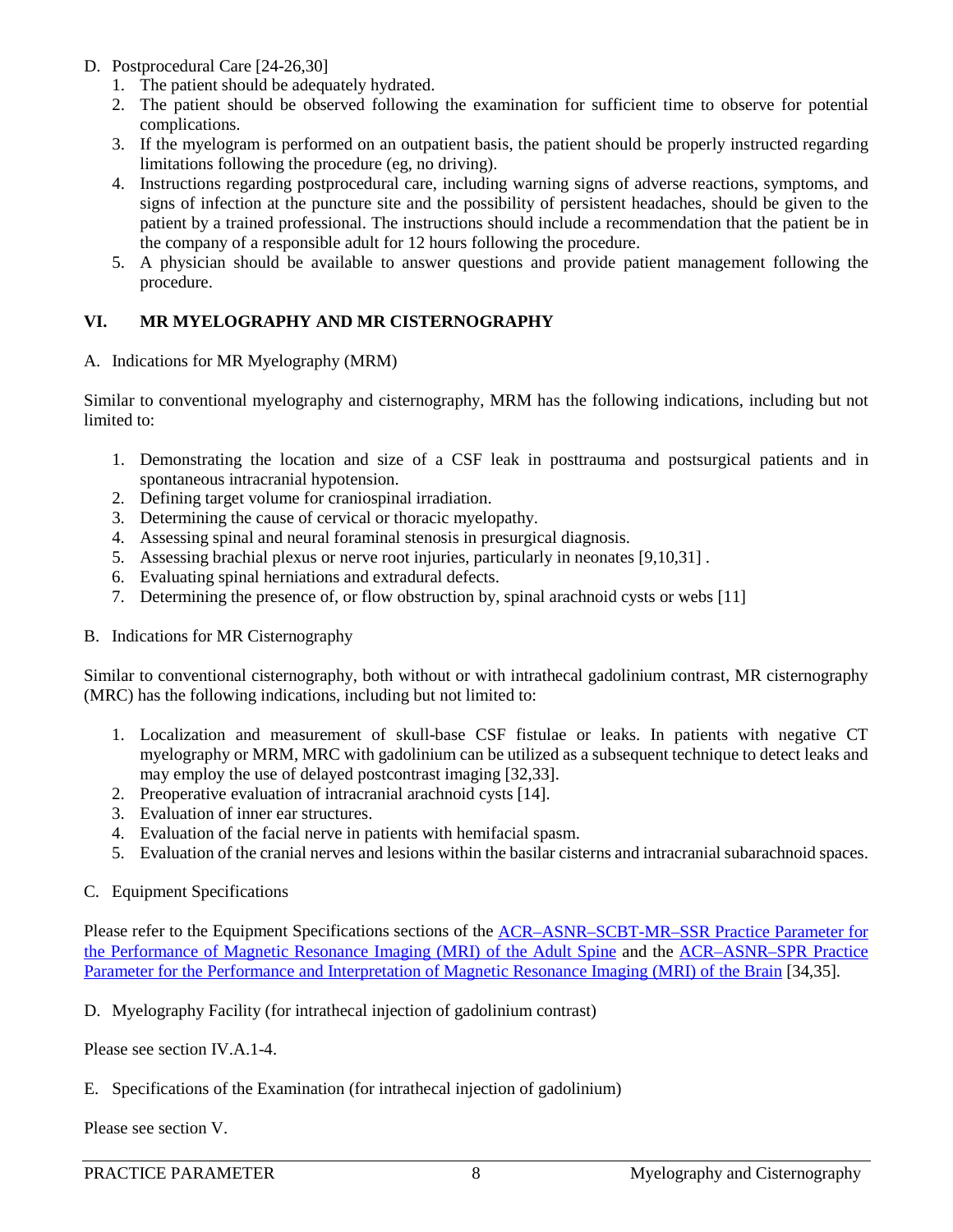D. Postprocedural Care [24-26,30]

1. The patient should be adequately hydrated.
2. The patient should be observed following the examination for sufficient time to observe for potential complications.
3. If the myelogram is performed on an outpatient basis, the patient should be properly instructed regarding limitations following the procedure (eg, no driving).
4. Instructions regarding postprocedural care, including warning signs of adverse reactions, symptoms, and signs of infection at the puncture site and the possibility of persistent headaches, should be given to the patient by a trained professional. The instructions should include a recommendation that the patient be in the company of a responsible adult for 12 hours following the procedure.
5. A physician should be available to answer questions and provide patient management following the procedure.

## VI. MR MYELOGRAPHY AND MR CISTERNOGRAPHY

A. Indications for MR Myelography (MRM)

Similar to conventional myelography and cisternography, MRM has the following indications, including but not limited to:

1. Demonstrating the location and size of a CSF leak in posttrauma and postsurgical patients and in spontaneous intracranial hypotension.
2. Defining target volume for craniospinal irradiation.
3. Determining the cause of cervical or thoracic myelopathy.
4. Assessing spinal and neural foraminal stenosis in presurgical diagnosis.
5. Assessing brachial plexus or nerve root injuries, particularly in neonates [9,10,31] .
6. Evaluating spinal herniations and extradural defects.
7. Determining the presence of, or flow obstruction by, spinal arachnoid cysts or webs [11]

B. Indications for MR Cisternography

Similar to conventional cisternography, both without or with intrathecal gadolinium contrast, MR cisternography (MRC) has the following indications, including but not limited to:

1. Localization and measurement of skull-base CSF fistulae or leaks. In patients with negative CT myelography or MRM, MRC with gadolinium can be utilized as a subsequent technique to detect leaks and may employ the use of delayed postcontrast imaging [32,33].
2. Preoperative evaluation of intracranial arachnoid cysts [14].
3. Evaluation of inner ear structures.
4. Evaluation of the facial nerve in patients with hemifacial spasm.
5. Evaluation of the cranial nerves and lesions within the basilar cisterns and intracranial subarachnoid spaces.

C. Equipment Specifications

Please refer to the Equipment Specifications sections of the ACR–ASNR–SCBT-MR–SSR Practice Parameter for the Performance of Magnetic Resonance Imaging (MRI) of the Adult Spine and the ACR–ASNR–SPR Practice Parameter for the Performance and Interpretation of Magnetic Resonance Imaging (MRI) of the Brain [34,35].

D. Myelography Facility (for intrathecal injection of gadolinium contrast)

Please see section IV.A.1-4.

E. Specifications of the Examination (for intrathecal injection of gadolinium)

Please see section V.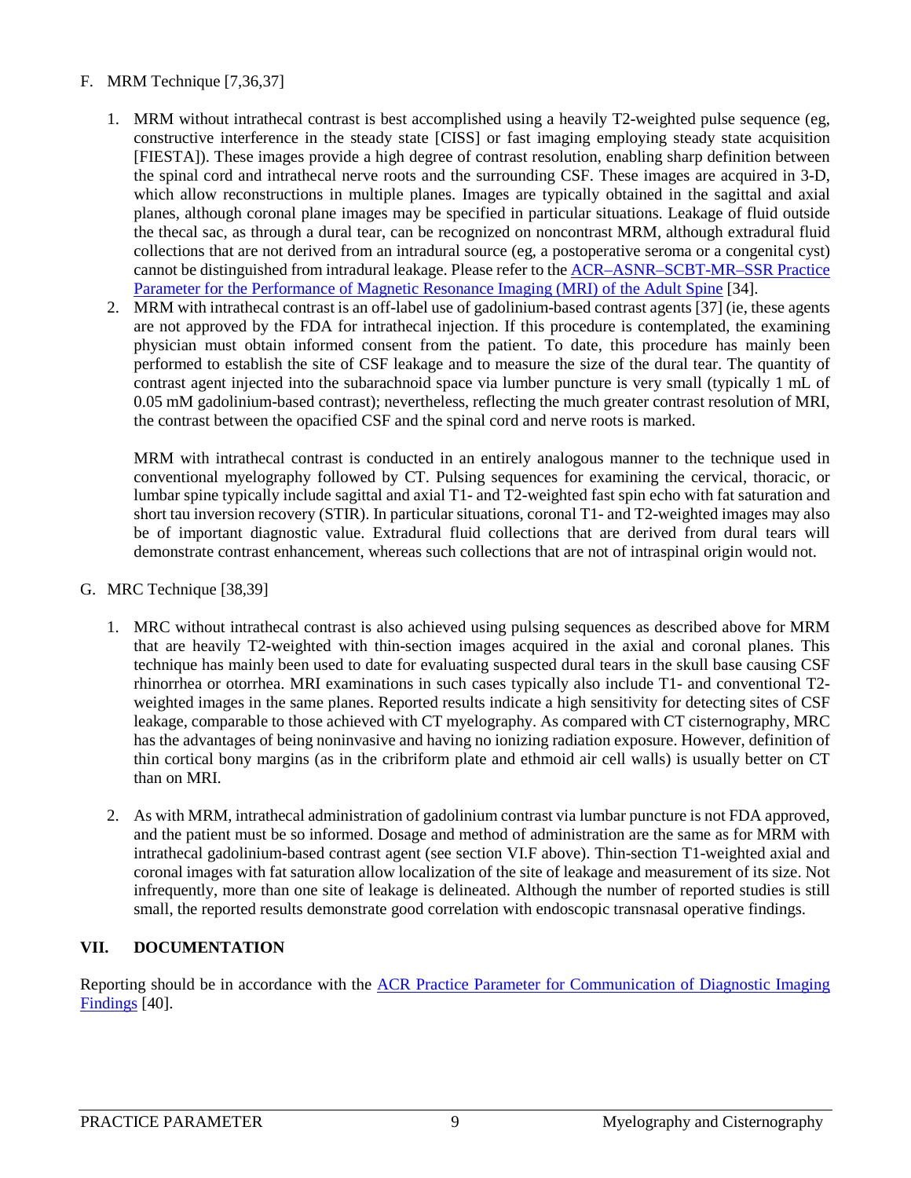F. MRM Technique [7,36,37]

1. MRM without intrathecal contrast is best accomplished using a heavily T2-weighted pulse sequence (eg, constructive interference in the steady state [CISS] or fast imaging employing steady state acquisition [FIESTA]). These images provide a high degree of contrast resolution, enabling sharp definition between the spinal cord and intrathecal nerve roots and the surrounding CSF. These images are acquired in 3-D, which allow reconstructions in multiple planes. Images are typically obtained in the sagittal and axial planes, although coronal plane images may be specified in particular situations. Leakage of fluid outside the thecal sac, as through a dural tear, can be recognized on noncontrast MRM, although extradural fluid collections that are not derived from an intradural source (eg, a postoperative seroma or a congenital cyst) cannot be distinguished from intradural leakage. Please refer to the ACR–ASNR–SCBT-MR–SSR Practice Parameter for the Performance of Magnetic Resonance Imaging (MRI) of the Adult Spine [34].
2. MRM with intrathecal contrast is an off-label use of gadolinium-based contrast agents [37] (ie, these agents are not approved by the FDA for intrathecal injection. If this procedure is contemplated, the examining physician must obtain informed consent from the patient. To date, this procedure has mainly been performed to establish the site of CSF leakage and to measure the size of the dural tear. The quantity of contrast agent injected into the subarachnoid space via lumber puncture is very small (typically 1 mL of 0.05 mM gadolinium-based contrast); nevertheless, reflecting the much greater contrast resolution of MRI, the contrast between the opacified CSF and the spinal cord and nerve roots is marked.

   MRM with intrathecal contrast is conducted in an entirely analogous manner to the technique used in conventional myelography followed by CT. Pulsing sequences for examining the cervical, thoracic, or lumbar spine typically include sagittal and axial T1- and T2-weighted fast spin echo with fat saturation and short tau inversion recovery (STIR). In particular situations, coronal T1- and T2-weighted images may also be of important diagnostic value. Extradural fluid collections that are derived from dural tears will demonstrate contrast enhancement, whereas such collections that are not of intraspinal origin would not.

G. MRC Technique [38,39]

1. MRC without intrathecal contrast is also achieved using pulsing sequences as described above for MRM that are heavily T2-weighted with thin-section images acquired in the axial and coronal planes. This technique has mainly been used to date for evaluating suspected dural tears in the skull base causing CSF rhinorrhea or otorrhea. MRI examinations in such cases typically also include T1- and conventional T2-weighted images in the same planes. Reported results indicate a high sensitivity for detecting sites of CSF leakage, comparable to those achieved with CT myelography. As compared with CT cisternography, MRC has the advantages of being noninvasive and having no ionizing radiation exposure. However, definition of thin cortical bony margins (as in the cribriform plate and ethmoid air cell walls) is usually better on CT than on MRI.

2. As with MRM, intrathecal administration of gadolinium contrast via lumbar puncture is not FDA approved, and the patient must be so informed. Dosage and method of administration are the same as for MRM with intrathecal gadolinium-based contrast agent (see section VI.F above). Thin-section T1-weighted axial and coronal images with fat saturation allow localization of the site of leakage and measurement of its size. Not infrequently, more than one site of leakage is delineated. Although the number of reported studies is still small, the reported results demonstrate good correlation with endoscopic transnasal operative findings.

## VII. DOCUMENTATION

Reporting should be in accordance with the ACR Practice Parameter for Communication of Diagnostic Imaging Findings [40].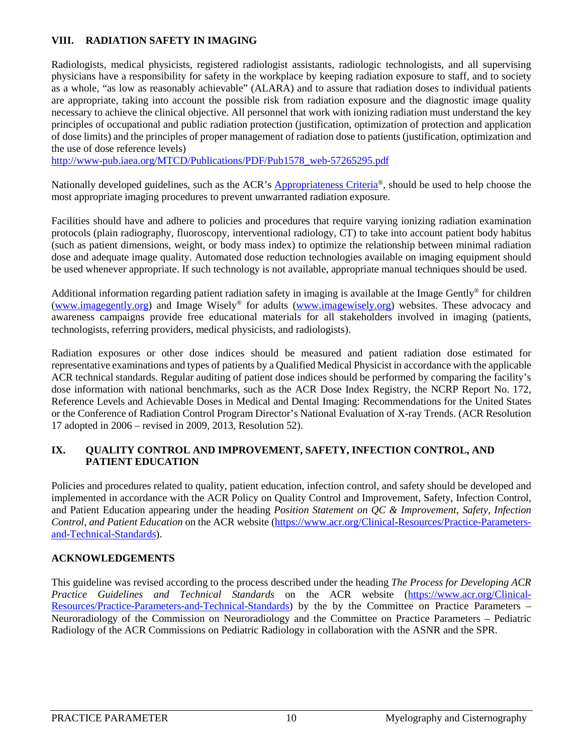## VIII. RADIATION SAFETY IN IMAGING

Radiologists, medical physicists, registered radiologist assistants, radiologic technologists, and all supervising physicians have a responsibility for safety in the workplace by keeping radiation exposure to staff, and to society as a whole, "as low as reasonably achievable" (ALARA) and to assure that radiation doses to individual patients are appropriate, taking into account the possible risk from radiation exposure and the diagnostic image quality necessary to achieve the clinical objective. All personnel that work with ionizing radiation must understand the key principles of occupational and public radiation protection (justification, optimization of protection and application of dose limits) and the principles of proper management of radiation dose to patients (justification, optimization and the use of dose reference levels) [http://www-pub.iaea.org/MTCD/Publications/PDF/Pub1578_web-57265295.pdf](http://www-pub.iaea.org/MTCD/Publications/PDF/Pub1578_web-57265295.pdf)

Nationally developed guidelines, such as the ACR's [Appropriateness Criteria®](), should be used to help choose the most appropriate imaging procedures to prevent unwarranted radiation exposure.

Facilities should have and adhere to policies and procedures that require varying ionizing radiation examination protocols (plain radiography, fluoroscopy, interventional radiology, CT) to take into account patient body habitus (such as patient dimensions, weight, or body mass index) to optimize the relationship between minimal radiation dose and adequate image quality. Automated dose reduction technologies available on imaging equipment should be used whenever appropriate. If such technology is not available, appropriate manual techniques should be used.

Additional information regarding patient radiation safety in imaging is available at the Image Gently® for children ([www.imagegently.org](http://www.imagegently.org)) and Image Wisely® for adults ([www.imagewisely.org](http://www.imagewisely.org)) websites. These advocacy and awareness campaigns provide free educational materials for all stakeholders involved in imaging (patients, technologists, referring providers, medical physicists, and radiologists).

Radiation exposures or other dose indices should be measured and patient radiation dose estimated for representative examinations and types of patients by a Qualified Medical Physicist in accordance with the applicable ACR technical standards. Regular auditing of patient dose indices should be performed by comparing the facility's dose information with national benchmarks, such as the ACR Dose Index Registry, the NCRP Report No. 172, Reference Levels and Achievable Doses in Medical and Dental Imaging: Recommendations for the United States or the Conference of Radiation Control Program Director's National Evaluation of X-ray Trends. (ACR Resolution 17 adopted in 2006 – revised in 2009, 2013, Resolution 52).

## IX. QUALITY CONTROL AND IMPROVEMENT, SAFETY, INFECTION CONTROL, AND PATIENT EDUCATION

Policies and procedures related to quality, patient education, infection control, and safety should be developed and implemented in accordance with the ACR Policy on Quality Control and Improvement, Safety, Infection Control, and Patient Education appearing under the heading *Position Statement on QC & Improvement, Safety, Infection Control, and Patient Education* on the ACR website ([https://www.acr.org/Clinical-Resources/Practice-Parameters-and-Technical-Standards](https://www.acr.org/Clinical-Resources/Practice-Parameters-and-Technical-Standards)).

## ACKNOWLEDGEMENTS

This guideline was revised according to the process described under the heading *The Process for Developing ACR Practice Guidelines and Technical Standards* on the ACR website ([https://www.acr.org/Clinical-Resources/Practice-Parameters-and-Technical-Standards](https://www.acr.org/Clinical-Resources/Practice-Parameters-and-Technical-Standards)) by the by the Committee on Practice Parameters – Neuroradiology of the Commission on Neuroradiology and the Committee on Practice Parameters – Pediatric Radiology of the ACR Commissions on Pediatric Radiology in collaboration with the ASNR and the SPR.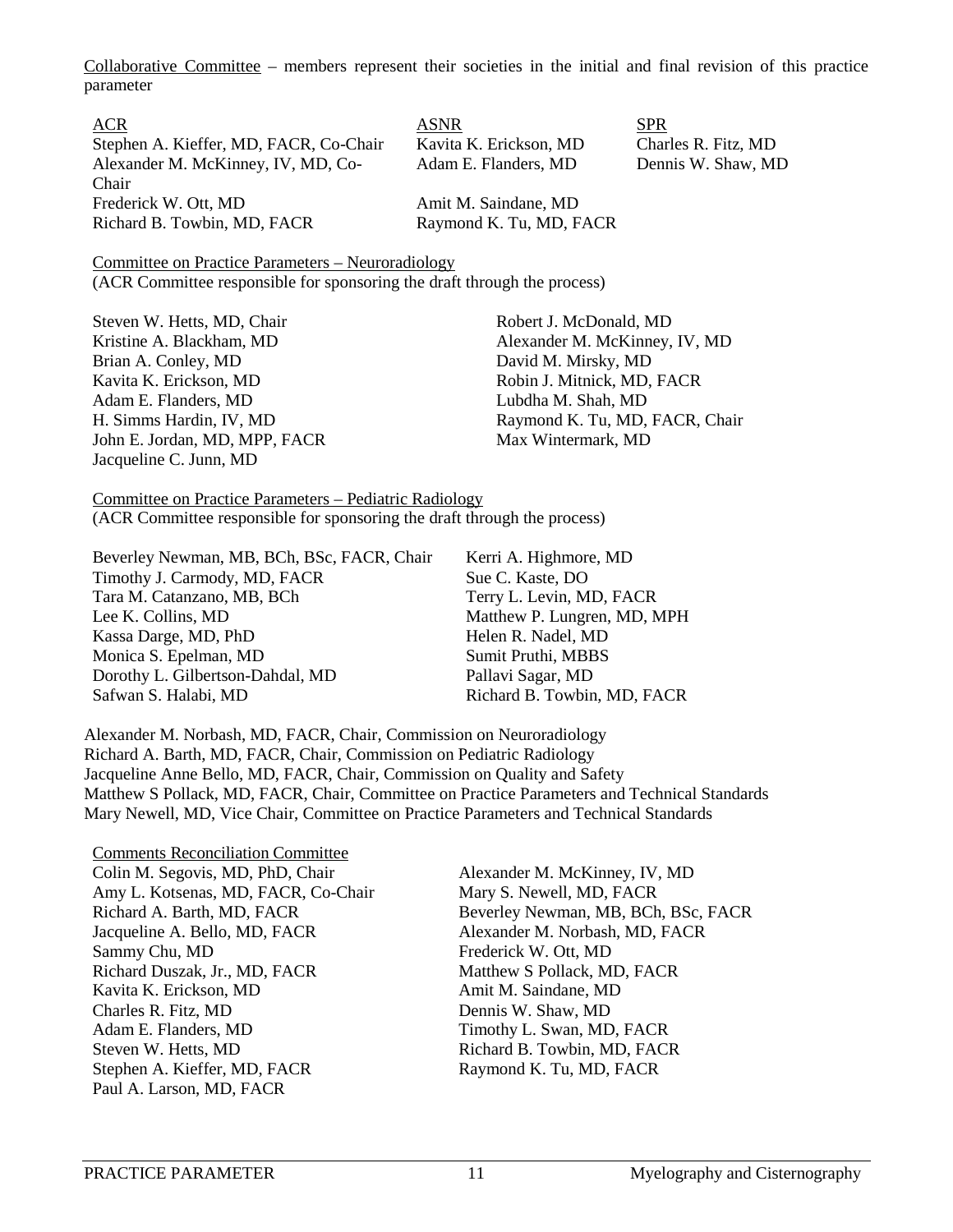Collaborative Committee – members represent their societies in the initial and final revision of this practice parameter

ACR
Stephen A. Kieffer, MD, FACR, Co-Chair
Alexander M. McKinney, IV, MD, Co-Chair
Frederick W. Ott, MD
Richard B. Towbin, MD, FACR

ASNR
Kavita K. Erickson, MD
Adam E. Flanders, MD
Amit M. Saindane, MD
Raymond K. Tu, MD, FACR

SPR
Charles R. Fitz, MD
Dennis W. Shaw, MD

Committee on Practice Parameters – Neuroradiology
(ACR Committee responsible for sponsoring the draft through the process)

Steven W. Hetts, MD, Chair
Kristine A. Blackham, MD
Brian A. Conley, MD
Kavita K. Erickson, MD
Adam E. Flanders, MD
H. Simms Hardin, IV, MD
John E. Jordan, MD, MPP, FACR
Jacqueline C. Junn, MD
Robert J. McDonald, MD
Alexander M. McKinney, IV, MD
David M. Mirsky, MD
Robin J. Mitnick, MD, FACR
Lubdha M. Shah, MD
Raymond K. Tu, MD, FACR, Chair
Max Wintermark, MD

Committee on Practice Parameters – Pediatric Radiology
(ACR Committee responsible for sponsoring the draft through the process)

Beverley Newman, MB, BCh, BSc, FACR, Chair
Timothy J. Carmody, MD, FACR
Tara M. Catanzano, MB, BCh
Lee K. Collins, MD
Kassa Darge, MD, PhD
Monica S. Epelman, MD
Dorothy L. Gilbertson-Dahdal, MD
Safwan S. Halabi, MD
Kerri A. Highmore, MD
Sue C. Kaste, DO
Terry L. Levin, MD, FACR
Matthew P. Lungren, MD, MPH
Helen R. Nadel, MD
Sumit Pruthi, MBBS
Pallavi Sagar, MD
Richard B. Towbin, MD, FACR

Alexander M. Norbash, MD, FACR, Chair, Commission on Neuroradiology
Richard A. Barth, MD, FACR, Chair, Commission on Pediatric Radiology
Jacqueline Anne Bello, MD, FACR, Chair, Commission on Quality and Safety
Matthew S Pollack, MD, FACR, Chair, Committee on Practice Parameters and Technical Standards
Mary Newell, MD, Vice Chair, Committee on Practice Parameters and Technical Standards

Comments Reconciliation Committee
Colin M. Segovis, MD, PhD, Chair
Amy L. Kotsenas, MD, FACR, Co-Chair
Richard A. Barth, MD, FACR
Jacqueline A. Bello, MD, FACR
Sammy Chu, MD
Richard Duszak, Jr., MD, FACR
Kavita K. Erickson, MD
Charles R. Fitz, MD
Adam E. Flanders, MD
Steven W. Hetts, MD
Stephen A. Kieffer, MD, FACR
Paul A. Larson, MD, FACR
Alexander M. McKinney, IV, MD
Mary S. Newell, MD, FACR
Beverley Newman, MB, BCh, BSc, FACR
Alexander M. Norbash, MD, FACR
Frederick W. Ott, MD
Matthew S Pollack, MD, FACR
Amit M. Saindane, MD
Dennis W. Shaw, MD
Timothy L. Swan, MD, FACR
Richard B. Towbin, MD, FACR
Raymond K. Tu, MD, FACR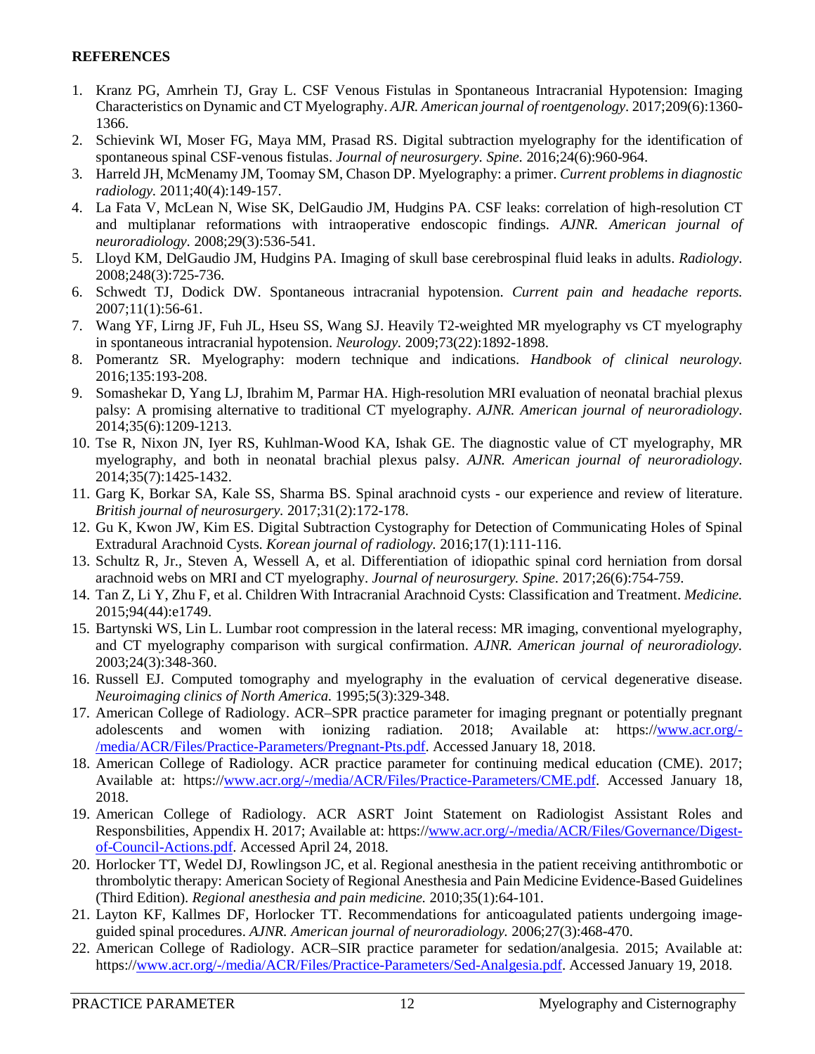**REFERENCES**

1. Kranz PG, Amrhein TJ, Gray L. CSF Venous Fistulas in Spontaneous Intracranial Hypotension: Imaging Characteristics on Dynamic and CT Myelography. *AJR. American journal of roentgenology*. 2017;209(6):1360-1366.
2. Schievink WI, Moser FG, Maya MM, Prasad RS. Digital subtraction myelography for the identification of spontaneous spinal CSF-venous fistulas. *Journal of neurosurgery. Spine*. 2016;24(6):960-964.
3. Harreld JH, McMenamy JM, Toomay SM, Chason DP. Myelography: a primer. *Current problems in diagnostic radiology*. 2011;40(4):149-157.
4. La Fata V, McLean N, Wise SK, DelGaudio JM, Hudgins PA. CSF leaks: correlation of high-resolution CT and multiplanar reformations with intraoperative endoscopic findings. *AJNR. American journal of neuroradiology*. 2008;29(3):536-541.
5. Lloyd KM, DelGaudio JM, Hudgins PA. Imaging of skull base cerebrospinal fluid leaks in adults. *Radiology*. 2008;248(3):725-736.
6. Schwedt TJ, Dodick DW. Spontaneous intracranial hypotension. *Current pain and headache reports*. 2007;11(1):56-61.
7. Wang YF, Lirng JF, Fuh JL, Hseu SS, Wang SJ. Heavily T2-weighted MR myelography vs CT myelography in spontaneous intracranial hypotension. *Neurology*. 2009;73(22):1892-1898.
8. Pomerantz SR. Myelography: modern technique and indications. *Handbook of clinical neurology*. 2016;135:193-208.
9. Somashekar D, Yang LJ, Ibrahim M, Parmar HA. High-resolution MRI evaluation of neonatal brachial plexus palsy: A promising alternative to traditional CT myelography. *AJNR. American journal of neuroradiology*. 2014;35(6):1209-1213.
10. Tse R, Nixon JN, Iyer RS, Kuhlman-Wood KA, Ishak GE. The diagnostic value of CT myelography, MR myelography, and both in neonatal brachial plexus palsy. *AJNR. American journal of neuroradiology*. 2014;35(7):1425-1432.
11. Garg K, Borkar SA, Kale SS, Sharma BS. Spinal arachnoid cysts - our experience and review of literature. *British journal of neurosurgery*. 2017;31(2):172-178.
12. Gu K, Kwon JW, Kim ES. Digital Subtraction Cystography for Detection of Communicating Holes of Spinal Extradural Arachnoid Cysts. *Korean journal of radiology*. 2016;17(1):111-116.
13. Schultz R, Jr., Steven A, Wessell A, et al. Differentiation of idiopathic spinal cord herniation from dorsal arachnoid webs on MRI and CT myelography. *Journal of neurosurgery. Spine*. 2017;26(6):754-759.
14. Tan Z, Li Y, Zhu F, et al. Children With Intracranial Arachnoid Cysts: Classification and Treatment. *Medicine*. 2015;94(44):e1749.
15. Bartynski WS, Lin L. Lumbar root compression in the lateral recess: MR imaging, conventional myelography, and CT myelography comparison with surgical confirmation. *AJNR. American journal of neuroradiology*. 2003;24(3):348-360.
16. Russell EJ. Computed tomography and myelography in the evaluation of cervical degenerative disease. *Neuroimaging clinics of North America*. 1995;5(3):329-348.
17. American College of Radiology. ACR–SPR practice parameter for imaging pregnant or potentially pregnant adolescents and women with ionizing radiation. 2018; Available at: https://www.acr.org/-/media/ACR/Files/Practice-Parameters/Pregnant-Pts.pdf. Accessed January 18, 2018.
18. American College of Radiology. ACR practice parameter for continuing medical education (CME). 2017; Available at: https://www.acr.org/-/media/ACR/Files/Practice-Parameters/CME.pdf. Accessed January 18, 2018.
19. American College of Radiology. ACR ASRT Joint Statement on Radiologist Assistant Roles and Responsbilities, Appendix H. 2017; Available at: https://www.acr.org/-/media/ACR/Files/Governance/Digest-of-Council-Actions.pdf. Accessed April 24, 2018.
20. Horlocker TT, Wedel DJ, Rowlingson JC, et al. Regional anesthesia in the patient receiving antithrombotic or thrombolytic therapy: American Society of Regional Anesthesia and Pain Medicine Evidence-Based Guidelines (Third Edition). *Regional anesthesia and pain medicine*. 2010;35(1):64-101.
21. Layton KF, Kallmes DF, Horlocker TT. Recommendations for anticoagulated patients undergoing image-guided spinal procedures. *AJNR. American journal of neuroradiology*. 2006;27(3):468-470.
22. American College of Radiology. ACR–SIR practice parameter for sedation/analgesia. 2015; Available at: https://www.acr.org/-/media/ACR/Files/Practice-Parameters/Sed-Analgesia.pdf. Accessed January 19, 2018.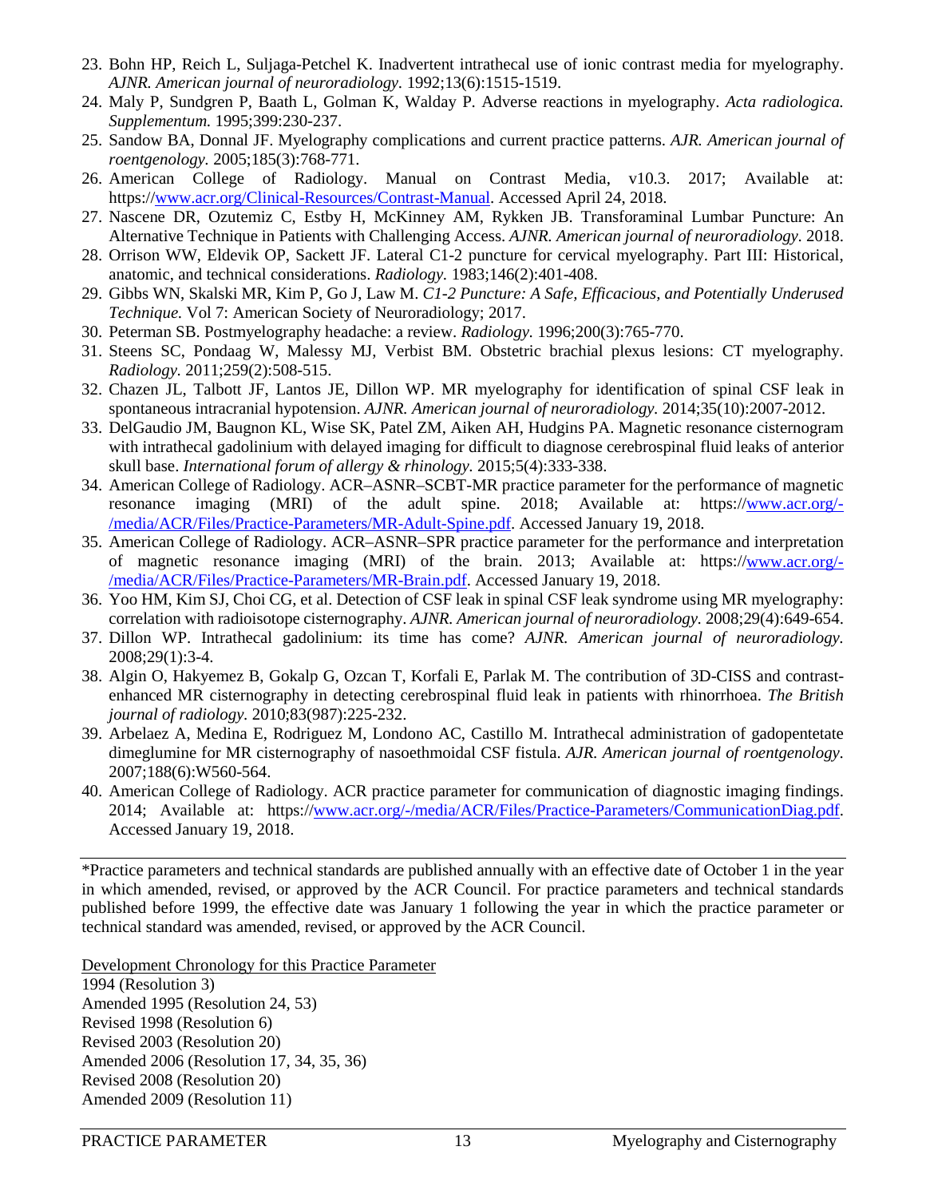23. Bohn HP, Reich L, Suljaga-Petchel K. Inadvertent intrathecal use of ionic contrast media for myelography. *AJNR. American journal of neuroradiology*. 1992;13(6):1515-1519.
24. Maly P, Sundgren P, Baath L, Golman K, Walday P. Adverse reactions in myelography. *Acta radiologica. Supplementum.* 1995;399:230-237.
25. Sandow BA, Donnal JF. Myelography complications and current practice patterns. *AJR. American journal of roentgenology.* 2005;185(3):768-771.
26. American College of Radiology. Manual on Contrast Media, v10.3. 2017; Available at: https://www.acr.org/Clinical-Resources/Contrast-Manual. Accessed April 24, 2018.
27. Nascene DR, Ozutemiz C, Estby H, McKinney AM, Rykken JB. Transforaminal Lumbar Puncture: An Alternative Technique in Patients with Challenging Access. *AJNR. American journal of neuroradiology*. 2018.
28. Orrison WW, Eldevik OP, Sackett JF. Lateral C1-2 puncture for cervical myelography. Part III: Historical, anatomic, and technical considerations. *Radiology.* 1983;146(2):401-408.
29. Gibbs WN, Skalski MR, Kim P, Go J, Law M. *C1-2 Puncture: A Safe, Efficacious, and Potentially Underused Technique.* Vol 7: American Society of Neuroradiology; 2017.
30. Peterman SB. Postmyelography headache: a review. *Radiology.* 1996;200(3):765-770.
31. Steens SC, Pondaag W, Malessy MJ, Verbist BM. Obstetric brachial plexus lesions: CT myelography. *Radiology.* 2011;259(2):508-515.
32. Chazen JL, Talbott JF, Lantos JE, Dillon WP. MR myelography for identification of spinal CSF leak in spontaneous intracranial hypotension. *AJNR. American journal of neuroradiology.* 2014;35(10):2007-2012.
33. DelGaudio JM, Baugnon KL, Wise SK, Patel ZM, Aiken AH, Hudgins PA. Magnetic resonance cisternogram with intrathecal gadolinium with delayed imaging for difficult to diagnose cerebrospinal fluid leaks of anterior skull base. *International forum of allergy & rhinology.* 2015;5(4):333-338.
34. American College of Radiology. ACR–ASNR–SCBT-MR practice parameter for the performance of magnetic resonance imaging (MRI) of the adult spine. 2018; Available at: https://www.acr.org/-/media/ACR/Files/Practice-Parameters/MR-Adult-Spine.pdf. Accessed January 19, 2018.
35. American College of Radiology. ACR–ASNR–SPR practice parameter for the performance and interpretation of magnetic resonance imaging (MRI) of the brain. 2013; Available at: https://www.acr.org/-/media/ACR/Files/Practice-Parameters/MR-Brain.pdf. Accessed January 19, 2018.
36. Yoo HM, Kim SJ, Choi CG, et al. Detection of CSF leak in spinal CSF leak syndrome using MR myelography: correlation with radioisotope cisternography. *AJNR. American journal of neuroradiology.* 2008;29(4):649-654.
37. Dillon WP. Intrathecal gadolinium: its time has come? *AJNR. American journal of neuroradiology.* 2008;29(1):3-4.
38. Algin O, Hakyemez B, Gokalp G, Ozcan T, Korfali E, Parlak M. The contribution of 3D-CISS and contrast-enhanced MR cisternography in detecting cerebrospinal fluid leak in patients with rhinorrhoea. *The British journal of radiology.* 2010;83(987):225-232.
39. Arbelaez A, Medina E, Rodriguez M, Londono AC, Castillo M. Intrathecal administration of gadopentetate dimeglumine for MR cisternography of nasoethmoidal CSF fistula. *AJR. American journal of roentgenology.* 2007;188(6):W560-564.
40. American College of Radiology. ACR practice parameter for communication of diagnostic imaging findings. 2014; Available at: https://www.acr.org/-/media/ACR/Files/Practice-Parameters/CommunicationDiag.pdf. Accessed January 19, 2018.

---

*Practice parameters and technical standards are published annually with an effective date of October 1 in the year in which amended, revised, or approved by the ACR Council. For practice parameters and technical standards published before 1999, the effective date was January 1 following the year in which the practice parameter or technical standard was amended, revised, or approved by the ACR Council.

Development Chronology for this Practice Parameter

1994 (Resolution 3)
Amended 1995 (Resolution 24, 53)
Revised 1998 (Resolution 6)
Revised 2003 (Resolution 20)
Amended 2006 (Resolution 17, 34, 35, 36)
Revised 2008 (Resolution 20)
Amended 2009 (Resolution 11)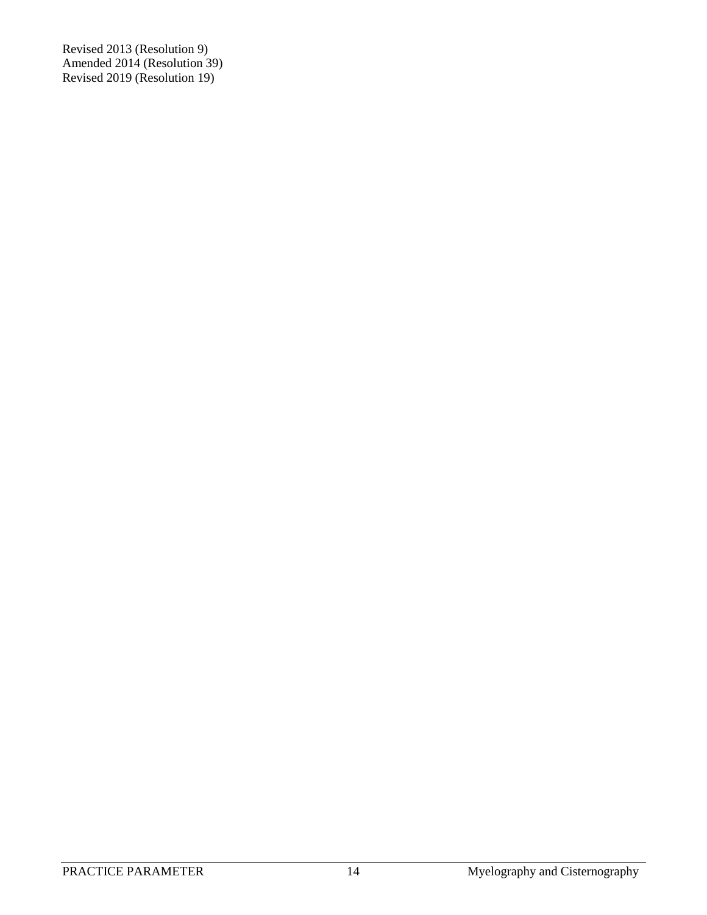Revised 2013 (Resolution 9)
Amended 2014 (Resolution 39)
Revised 2019 (Resolution 19)